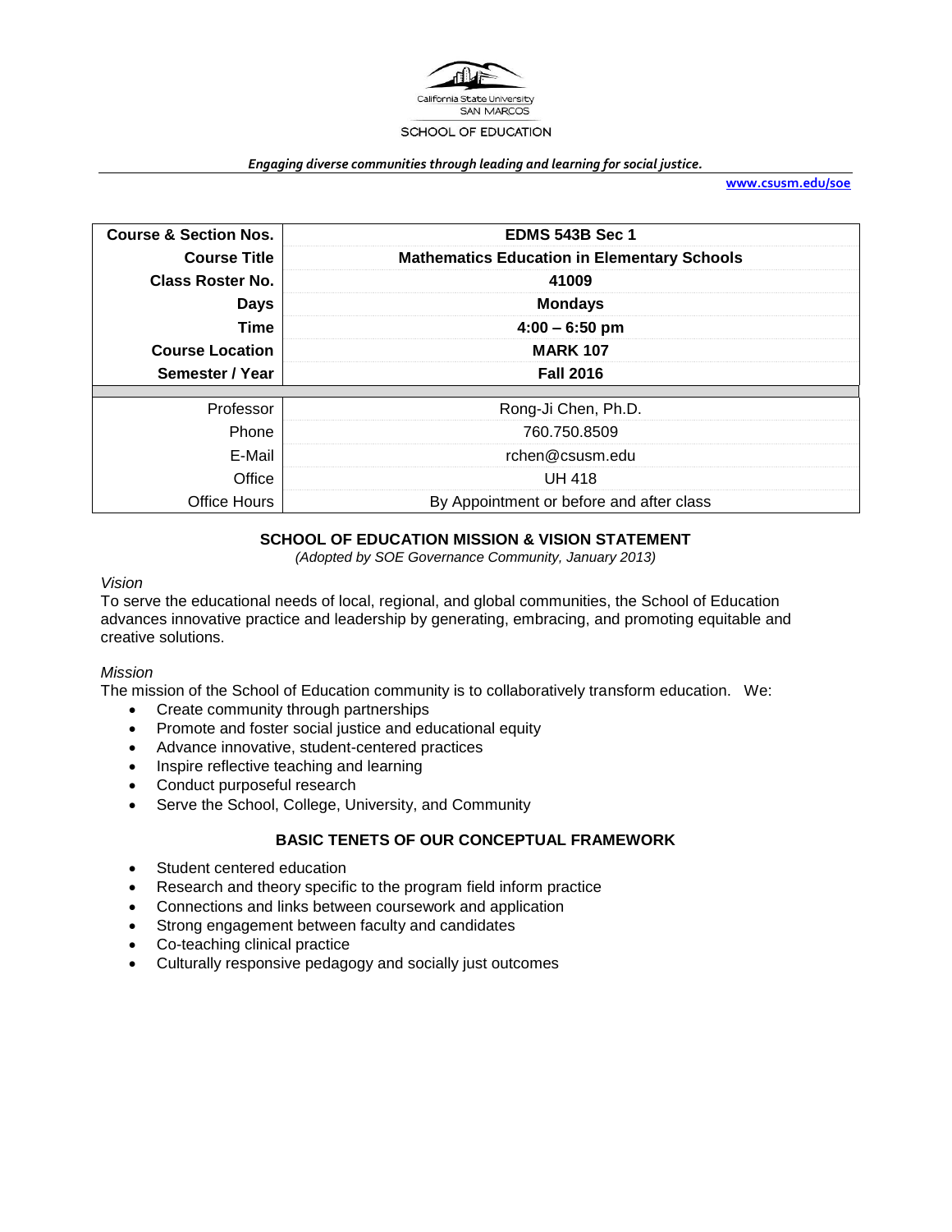California State University
SAN MARCOS
SCHOOL OF EDUCATION

*Engaging diverse communities through leading and learning for social justice.*

www.csusm.edu/soe

| **Course & Section Nos.** | **EDMS 543B Sec 1** |
|---|---|
| **Course Title** | **Mathematics Education in Elementary Schools** |
| **Class Roster No.** | **41009** |
| **Days** | **Mondays** |
| **Time** | **4:00 – 6:50 pm** |
| **Course Location** | **MARK 107** |
| **Semester / Year** | **Fall 2016** |
| | |
| Professor | Rong-Ji Chen, Ph.D. |
| Phone | 760.750.8509 |
| E-Mail | rchen@csusm.edu |
| Office | UH 418 |
| Office Hours | By Appointment or before and after class |

## SCHOOL OF EDUCATION MISSION & VISION STATEMENT

*(Adopted by SOE Governance Community, January 2013)*

*Vision*

To serve the educational needs of local, regional, and global communities, the School of Education advances innovative practice and leadership by generating, embracing, and promoting equitable and creative solutions.

*Mission*

The mission of the School of Education community is to collaboratively transform education. We:

- Create community through partnerships
- Promote and foster social justice and educational equity
- Advance innovative, student-centered practices
- Inspire reflective teaching and learning
- Conduct purposeful research
- Serve the School, College, University, and Community

## BASIC TENETS OF OUR CONCEPTUAL FRAMEWORK

- Student centered education
- Research and theory specific to the program field inform practice
- Connections and links between coursework and application
- Strong engagement between faculty and candidates
- Co-teaching clinical practice
- Culturally responsive pedagogy and socially just outcomes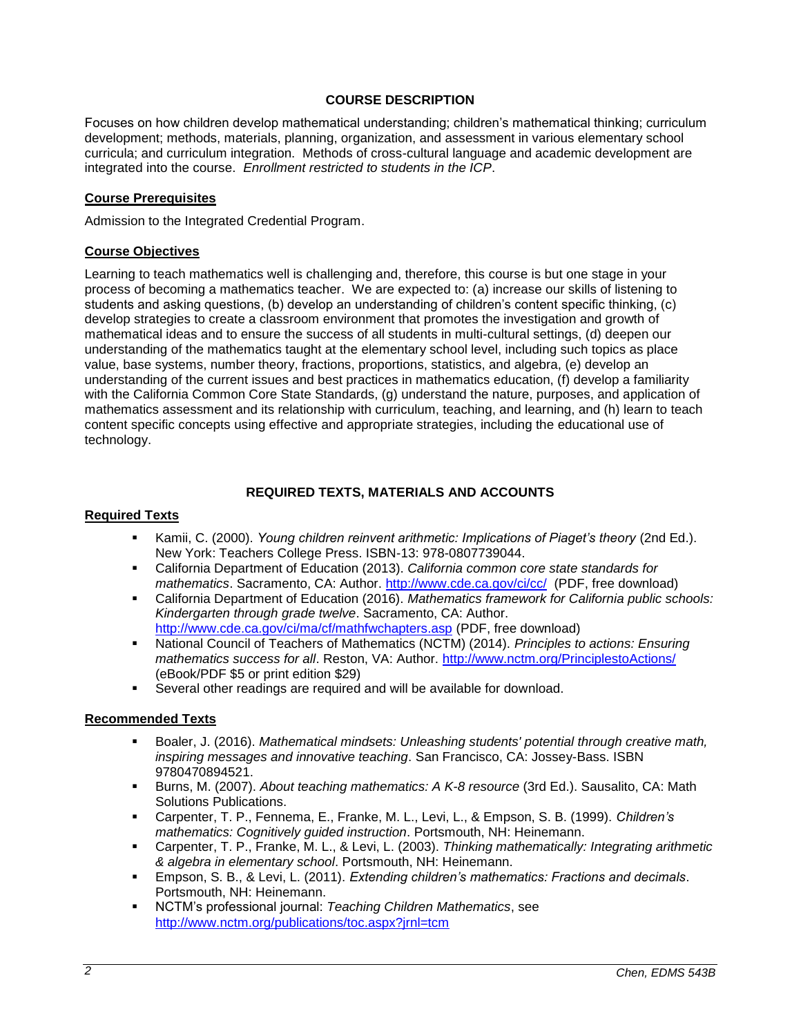## COURSE DESCRIPTION

Focuses on how children develop mathematical understanding; children's mathematical thinking; curriculum development; methods, materials, planning, organization, and assessment in various elementary school curricula; and curriculum integration. Methods of cross-cultural language and academic development are integrated into the course. *Enrollment restricted to students in the ICP*.

### Course Prerequisites

Admission to the Integrated Credential Program.

### Course Objectives

Learning to teach mathematics well is challenging and, therefore, this course is but one stage in your process of becoming a mathematics teacher. We are expected to: (a) increase our skills of listening to students and asking questions, (b) develop an understanding of children's content specific thinking, (c) develop strategies to create a classroom environment that promotes the investigation and growth of mathematical ideas and to ensure the success of all students in multi-cultural settings, (d) deepen our understanding of the mathematics taught at the elementary school level, including such topics as place value, base systems, number theory, fractions, proportions, statistics, and algebra, (e) develop an understanding of the current issues and best practices in mathematics education, (f) develop a familiarity with the California Common Core State Standards, (g) understand the nature, purposes, and application of mathematics assessment and its relationship with curriculum, teaching, and learning, and (h) learn to teach content specific concepts using effective and appropriate strategies, including the educational use of technology.

## REQUIRED TEXTS, MATERIALS AND ACCOUNTS

### Required Texts

- Kamii, C. (2000). *Young children reinvent arithmetic: Implications of Piaget's theory* (2nd Ed.). New York: Teachers College Press. ISBN-13: 978-0807739044.
- California Department of Education (2013). *California common core state standards for mathematics*. Sacramento, CA: Author. http://www.cde.ca.gov/ci/cc/ (PDF, free download)
- California Department of Education (2016). *Mathematics framework for California public schools: Kindergarten through grade twelve*. Sacramento, CA: Author. http://www.cde.ca.gov/ci/ma/cf/mathfwchapters.asp (PDF, free download)
- National Council of Teachers of Mathematics (NCTM) (2014). *Principles to actions: Ensuring mathematics success for all*. Reston, VA: Author. http://www.nctm.org/PrinciplestoActions/ (eBook/PDF $5 or print edition $29)
- Several other readings are required and will be available for download.

### Recommended Texts

- Boaler, J. (2016). *Mathematical mindsets: Unleashing students' potential through creative math, inspiring messages and innovative teaching*. San Francisco, CA: Jossey-Bass. ISBN 9780470894521.
- Burns, M. (2007). *About teaching mathematics: A K-8 resource* (3rd Ed.). Sausalito, CA: Math Solutions Publications.
- Carpenter, T. P., Fennema, E., Franke, M. L., Levi, L., & Empson, S. B. (1999). *Children's mathematics: Cognitively guided instruction*. Portsmouth, NH: Heinemann.
- Carpenter, T. P., Franke, M. L., & Levi, L. (2003). *Thinking mathematically: Integrating arithmetic & algebra in elementary school*. Portsmouth, NH: Heinemann.
- Empson, S. B., & Levi, L. (2011). *Extending children's mathematics: Fractions and decimals*. Portsmouth, NH: Heinemann.
- NCTM's professional journal: *Teaching Children Mathematics*, see http://www.nctm.org/publications/toc.aspx?jrnl=tcm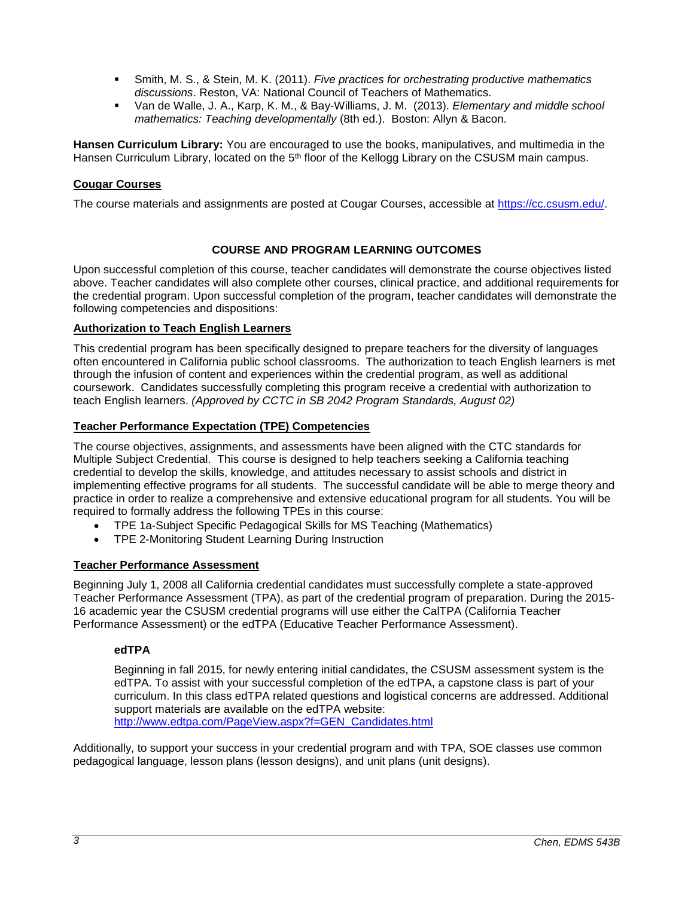- Smith, M. S., & Stein, M. K. (2011). *Five practices for orchestrating productive mathematics discussions*. Reston, VA: National Council of Teachers of Mathematics.
- Van de Walle, J. A., Karp, K. M., & Bay-Williams, J. M. (2013). *Elementary and middle school mathematics: Teaching developmentally* (8th ed.). Boston: Allyn & Bacon.

**Hansen Curriculum Library:** You are encouraged to use the books, manipulatives, and multimedia in the Hansen Curriculum Library, located on the 5th floor of the Kellogg Library on the CSUSM main campus.

**Cougar Courses**

The course materials and assignments are posted at Cougar Courses, accessible at https://cc.csusm.edu/.

## COURSE AND PROGRAM LEARNING OUTCOMES

Upon successful completion of this course, teacher candidates will demonstrate the course objectives listed above. Teacher candidates will also complete other courses, clinical practice, and additional requirements for the credential program. Upon successful completion of the program, teacher candidates will demonstrate the following competencies and dispositions:

**Authorization to Teach English Learners**

This credential program has been specifically designed to prepare teachers for the diversity of languages often encountered in California public school classrooms. The authorization to teach English learners is met through the infusion of content and experiences within the credential program, as well as additional coursework. Candidates successfully completing this program receive a credential with authorization to teach English learners. *(Approved by CCTC in SB 2042 Program Standards, August 02)*

**Teacher Performance Expectation (TPE) Competencies**

The course objectives, assignments, and assessments have been aligned with the CTC standards for Multiple Subject Credential. This course is designed to help teachers seeking a California teaching credential to develop the skills, knowledge, and attitudes necessary to assist schools and district in implementing effective programs for all students. The successful candidate will be able to merge theory and practice in order to realize a comprehensive and extensive educational program for all students. You will be required to formally address the following TPEs in this course:

- TPE 1a-Subject Specific Pedagogical Skills for MS Teaching (Mathematics)
- TPE 2-Monitoring Student Learning During Instruction

**Teacher Performance Assessment**

Beginning July 1, 2008 all California credential candidates must successfully complete a state-approved Teacher Performance Assessment (TPA), as part of the credential program of preparation. During the 2015-16 academic year the CSUSM credential programs will use either the CalTPA (California Teacher Performance Assessment) or the edTPA (Educative Teacher Performance Assessment).

**edTPA**

Beginning in fall 2015, for newly entering initial candidates, the CSUSM assessment system is the edTPA. To assist with your successful completion of the edTPA, a capstone class is part of your curriculum. In this class edTPA related questions and logistical concerns are addressed. Additional support materials are available on the edTPA website: http://www.edtpa.com/PageView.aspx?f=GEN_Candidates.html

Additionally, to support your success in your credential program and with TPA, SOE classes use common pedagogical language, lesson plans (lesson designs), and unit plans (unit designs).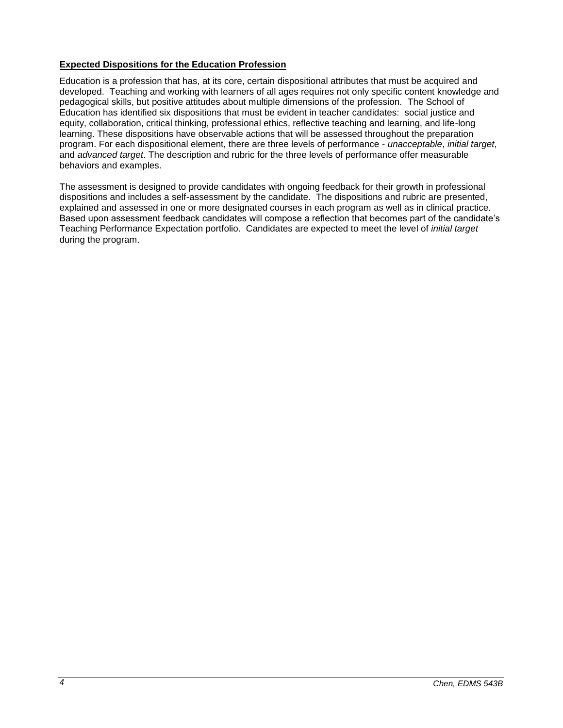**Expected Dispositions for the Education Profession**

Education is a profession that has, at its core, certain dispositional attributes that must be acquired and developed. Teaching and working with learners of all ages requires not only specific content knowledge and pedagogical skills, but positive attitudes about multiple dimensions of the profession. The School of Education has identified six dispositions that must be evident in teacher candidates: social justice and equity, collaboration, critical thinking, professional ethics, reflective teaching and learning, and life-long learning. These dispositions have observable actions that will be assessed throughout the preparation program. For each dispositional element, there are three levels of performance - *unacceptable*, *initial target*, and *advanced target*. The description and rubric for the three levels of performance offer measurable behaviors and examples.

The assessment is designed to provide candidates with ongoing feedback for their growth in professional dispositions and includes a self-assessment by the candidate. The dispositions and rubric are presented, explained and assessed in one or more designated courses in each program as well as in clinical practice. Based upon assessment feedback candidates will compose a reflection that becomes part of the candidate's Teaching Performance Expectation portfolio. Candidates are expected to meet the level of *initial target* during the program.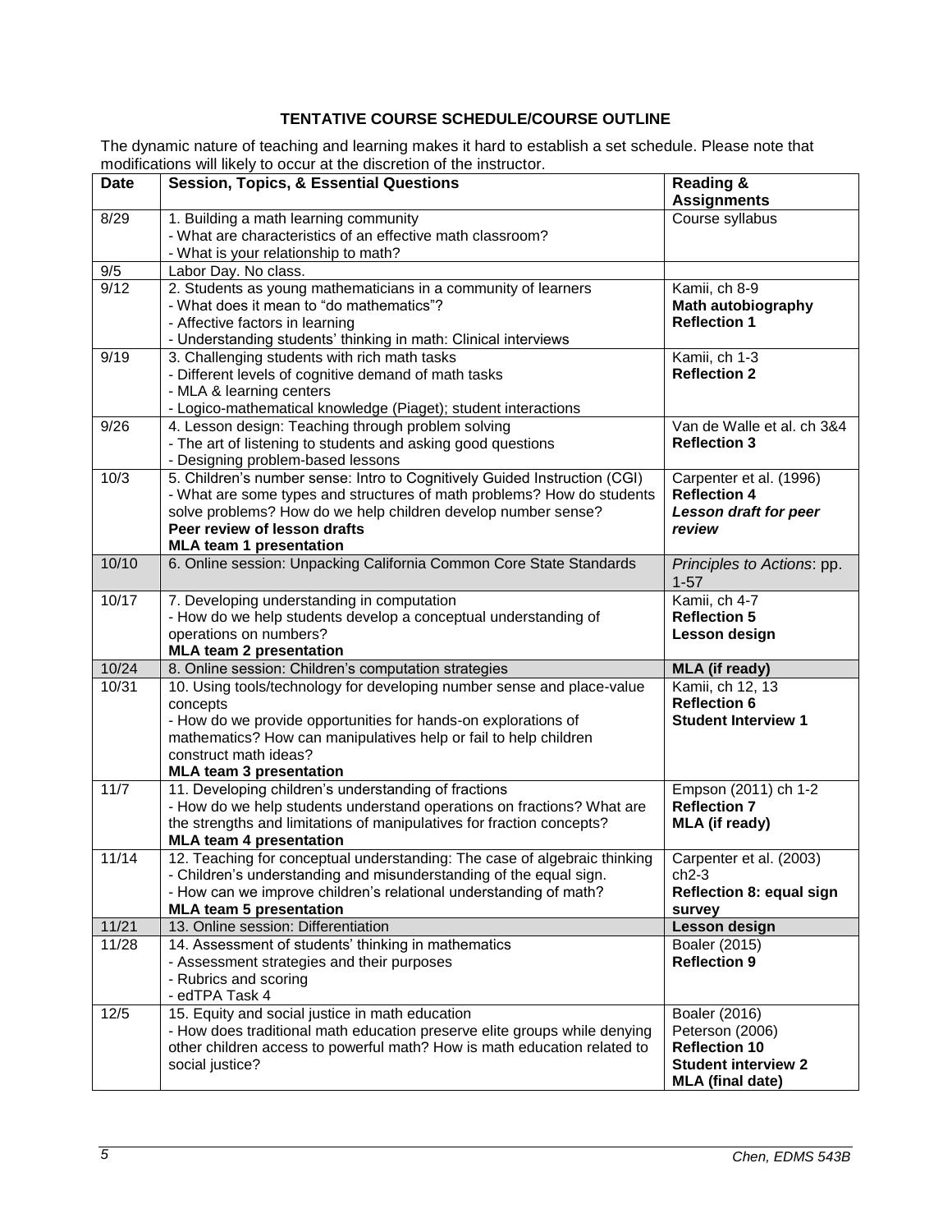## TENTATIVE COURSE SCHEDULE/COURSE OUTLINE

The dynamic nature of teaching and learning makes it hard to establish a set schedule. Please note that modifications will likely to occur at the discretion of the instructor.

| Date | Session, Topics, & Essential Questions | Reading & Assignments |
|---|---|---|
| 8/29 | 1. Building a math learning community<br>- What are characteristics of an effective math classroom?<br>- What is your relationship to math? | Course syllabus |
| 9/5 | Labor Day. No class. | |
| 9/12 | 2. Students as young mathematicians in a community of learners<br>- What does it mean to "do mathematics"?<br>- Affective factors in learning<br>- Understanding students' thinking in math: Clinical interviews | Kamii, ch 8-9<br>**Math autobiography**<br>**Reflection 1** |
| 9/19 | 3. Challenging students with rich math tasks<br>- Different levels of cognitive demand of math tasks<br>- MLA & learning centers<br>- Logico-mathematical knowledge (Piaget); student interactions | Kamii, ch 1-3<br>**Reflection 2** |
| 9/26 | 4. Lesson design: Teaching through problem solving<br>- The art of listening to students and asking good questions<br>- Designing problem-based lessons | Van de Walle et al. ch 3&4<br>**Reflection 3** |
| 10/3 | 5. Children's number sense: Intro to Cognitively Guided Instruction (CGI)<br>- What are some types and structures of math problems? How do students solve problems? How do we help children develop number sense?<br>**Peer review of lesson drafts**<br>**MLA team 1 presentation** | Carpenter et al. (1996)<br>**Reflection 4**<br>***Lesson draft for peer review*** |
| 10/10 | 6. Online session: Unpacking California Common Core State Standards | *Principles to Actions*: pp. 1-57 |
| 10/17 | 7. Developing understanding in computation<br>- How do we help students develop a conceptual understanding of operations on numbers?<br>**MLA team 2 presentation** | Kamii, ch 4-7<br>**Reflection 5**<br>**Lesson design** |
| 10/24 | 8. Online session: Children's computation strategies | **MLA (if ready)** |
| 10/31 | 10. Using tools/technology for developing number sense and place-value concepts<br>- How do we provide opportunities for hands-on explorations of mathematics? How can manipulatives help or fail to help children construct math ideas?<br>**MLA team 3 presentation** | Kamii, ch 12, 13<br>**Reflection 6**<br>**Student Interview 1** |
| 11/7 | 11. Developing children's understanding of fractions<br>- How do we help students understand operations on fractions? What are the strengths and limitations of manipulatives for fraction concepts?<br>**MLA team 4 presentation** | Empson (2011) ch 1-2<br>**Reflection 7**<br>**MLA (if ready)** |
| 11/14 | 12. Teaching for conceptual understanding: The case of algebraic thinking<br>- Children's understanding and misunderstanding of the equal sign.<br>- How can we improve children's relational understanding of math?<br>**MLA team 5 presentation** | Carpenter et al. (2003) ch2-3<br>**Reflection 8: equal sign survey** |
| 11/21 | 13. Online session: Differentiation | **Lesson design** |
| 11/28 | 14. Assessment of students' thinking in mathematics<br>- Assessment strategies and their purposes<br>- Rubrics and scoring<br>- edTPA Task 4 | Boaler (2015)<br>**Reflection 9** |
| 12/5 | 15. Equity and social justice in math education<br>- How does traditional math education preserve elite groups while denying other children access to powerful math? How is math education related to social justice? | Boaler (2016)<br>Peterson (2006)<br>**Reflection 10**<br>**Student interview 2**<br>**MLA (final date)** |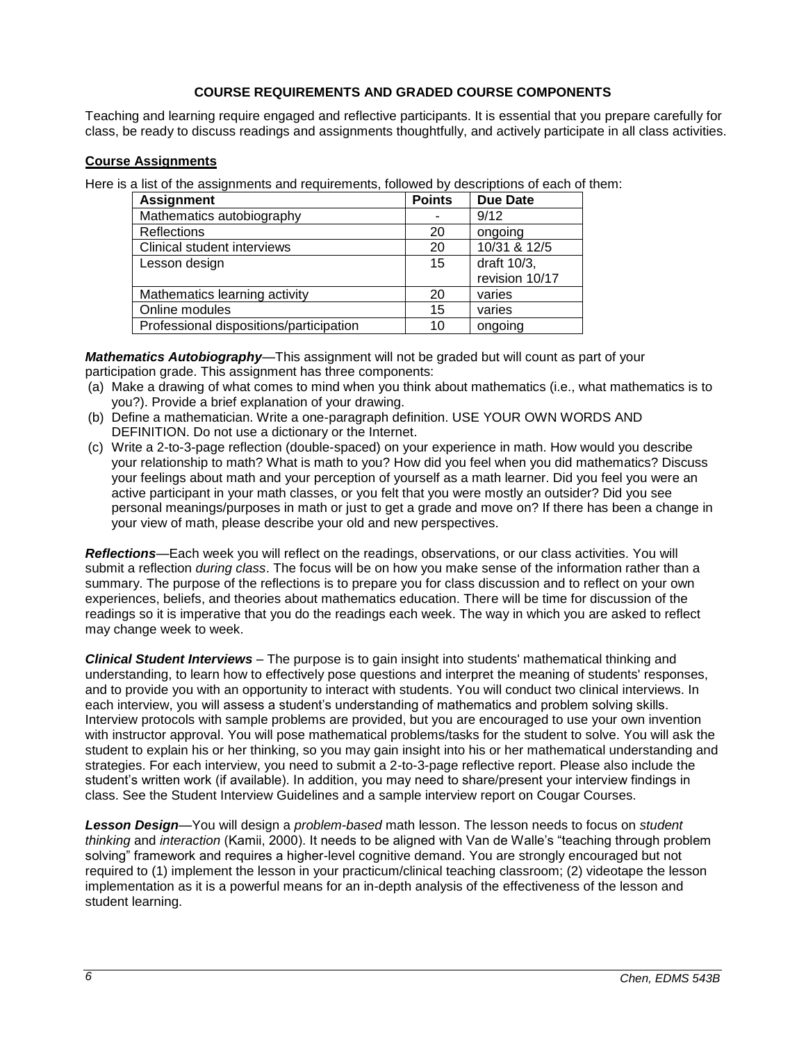## COURSE REQUIREMENTS AND GRADED COURSE COMPONENTS

Teaching and learning require engaged and reflective participants. It is essential that you prepare carefully for class, be ready to discuss readings and assignments thoughtfully, and actively participate in all class activities.

### Course Assignments

Here is a list of the assignments and requirements, followed by descriptions of each of them:

| Assignment | Points | Due Date |
|---|---|---|
| Mathematics autobiography | - | 9/12 |
| Reflections | 20 | ongoing |
| Clinical student interviews | 20 | 10/31 & 12/5 |
| Lesson design | 15 | draft 10/3, revision 10/17 |
| Mathematics learning activity | 20 | varies |
| Online modules | 15 | varies |
| Professional dispositions/participation | 10 | ongoing |

***Mathematics Autobiography***—This assignment will not be graded but will count as part of your participation grade. This assignment has three components:

(a) Make a drawing of what comes to mind when you think about mathematics (i.e., what mathematics is to you?). Provide a brief explanation of your drawing.

(b) Define a mathematician. Write a one-paragraph definition. USE YOUR OWN WORDS AND DEFINITION. Do not use a dictionary or the Internet.

(c) Write a 2-to-3-page reflection (double-spaced) on your experience in math. How would you describe your relationship to math? What is math to you? How did you feel when you did mathematics? Discuss your feelings about math and your perception of yourself as a math learner. Did you feel you were an active participant in your math classes, or you felt that you were mostly an outsider? Did you see personal meanings/purposes in math or just to get a grade and move on? If there has been a change in your view of math, please describe your old and new perspectives.

***Reflections***—Each week you will reflect on the readings, observations, or our class activities. You will submit a reflection *during class*. The focus will be on how you make sense of the information rather than a summary. The purpose of the reflections is to prepare you for class discussion and to reflect on your own experiences, beliefs, and theories about mathematics education. There will be time for discussion of the readings so it is imperative that you do the readings each week. The way in which you are asked to reflect may change week to week.

***Clinical Student Interviews*** – The purpose is to gain insight into students' mathematical thinking and understanding, to learn how to effectively pose questions and interpret the meaning of students' responses, and to provide you with an opportunity to interact with students. You will conduct two clinical interviews. In each interview, you will assess a student's understanding of mathematics and problem solving skills. Interview protocols with sample problems are provided, but you are encouraged to use your own invention with instructor approval. You will pose mathematical problems/tasks for the student to solve. You will ask the student to explain his or her thinking, so you may gain insight into his or her mathematical understanding and strategies. For each interview, you need to submit a 2-to-3-page reflective report. Please also include the student's written work (if available). In addition, you may need to share/present your interview findings in class. See the Student Interview Guidelines and a sample interview report on Cougar Courses.

***Lesson Design***—You will design a *problem-based* math lesson. The lesson needs to focus on *student thinking* and *interaction* (Kamii, 2000). It needs to be aligned with Van de Walle's "teaching through problem solving" framework and requires a higher-level cognitive demand. You are strongly encouraged but not required to (1) implement the lesson in your practicum/clinical teaching classroom; (2) videotape the lesson implementation as it is a powerful means for an in-depth analysis of the effectiveness of the lesson and student learning.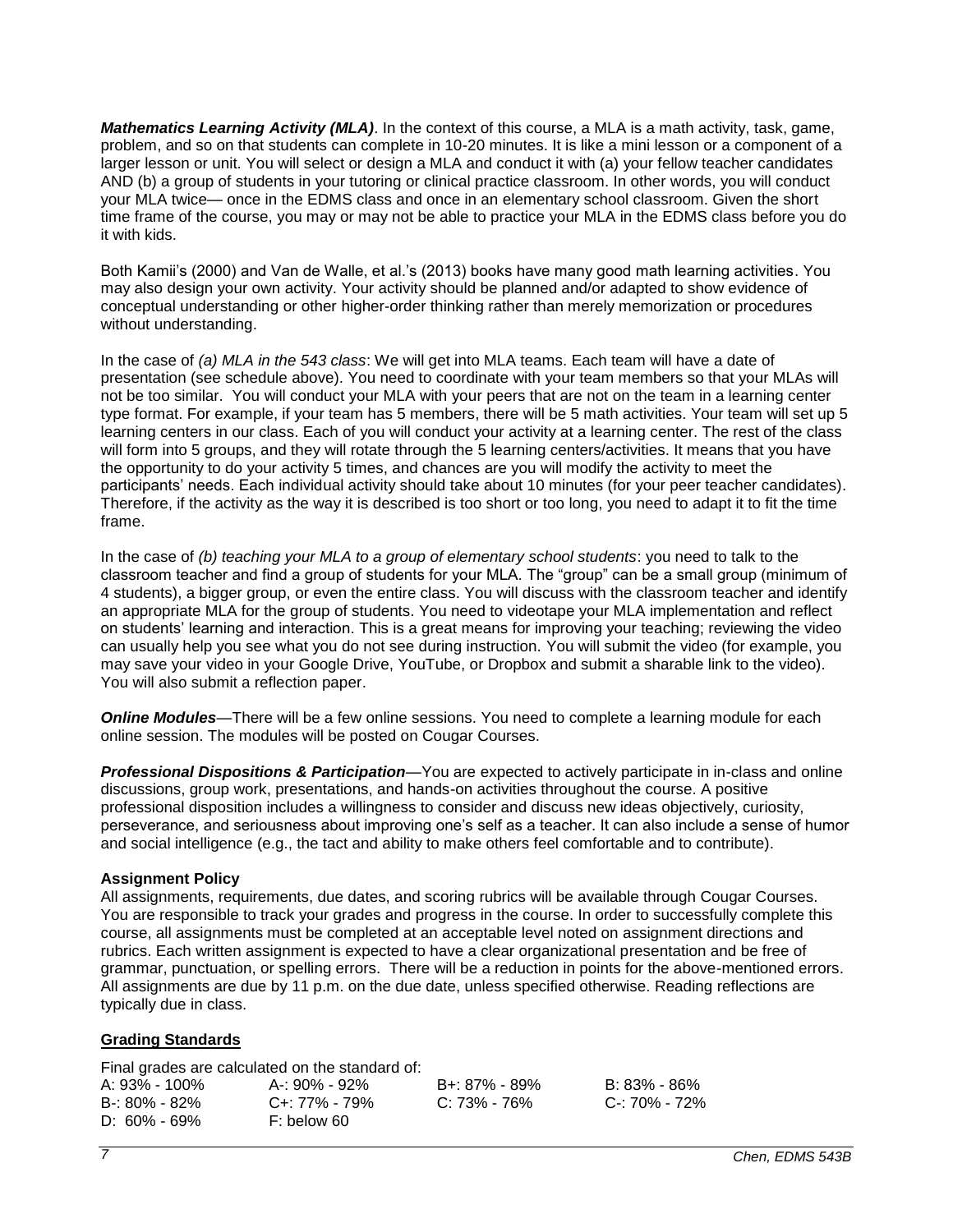***Mathematics Learning Activity (MLA)***. In the context of this course, a MLA is a math activity, task, game, problem, and so on that students can complete in 10-20 minutes. It is like a mini lesson or a component of a larger lesson or unit. You will select or design a MLA and conduct it with (a) your fellow teacher candidates AND (b) a group of students in your tutoring or clinical practice classroom. In other words, you will conduct your MLA twice— once in the EDMS class and once in an elementary school classroom. Given the short time frame of the course, you may or may not be able to practice your MLA in the EDMS class before you do it with kids.

Both Kamii's (2000) and Van de Walle, et al.'s (2013) books have many good math learning activities. You may also design your own activity. Your activity should be planned and/or adapted to show evidence of conceptual understanding or other higher-order thinking rather than merely memorization or procedures without understanding.

In the case of *(a) MLA in the 543 class*: We will get into MLA teams. Each team will have a date of presentation (see schedule above). You need to coordinate with your team members so that your MLAs will not be too similar. You will conduct your MLA with your peers that are not on the team in a learning center type format. For example, if your team has 5 members, there will be 5 math activities. Your team will set up 5 learning centers in our class. Each of you will conduct your activity at a learning center. The rest of the class will form into 5 groups, and they will rotate through the 5 learning centers/activities. It means that you have the opportunity to do your activity 5 times, and chances are you will modify the activity to meet the participants' needs. Each individual activity should take about 10 minutes (for your peer teacher candidates). Therefore, if the activity as the way it is described is too short or too long, you need to adapt it to fit the time frame.

In the case of *(b) teaching your MLA to a group of elementary school students*: you need to talk to the classroom teacher and find a group of students for your MLA. The "group" can be a small group (minimum of 4 students), a bigger group, or even the entire class. You will discuss with the classroom teacher and identify an appropriate MLA for the group of students. You need to videotape your MLA implementation and reflect on students' learning and interaction. This is a great means for improving your teaching; reviewing the video can usually help you see what you do not see during instruction. You will submit the video (for example, you may save your video in your Google Drive, YouTube, or Dropbox and submit a sharable link to the video). You will also submit a reflection paper.

***Online Modules***—There will be a few online sessions. You need to complete a learning module for each online session. The modules will be posted on Cougar Courses.

***Professional Dispositions & Participation***—You are expected to actively participate in in-class and online discussions, group work, presentations, and hands-on activities throughout the course. A positive professional disposition includes a willingness to consider and discuss new ideas objectively, curiosity, perseverance, and seriousness about improving one's self as a teacher. It can also include a sense of humor and social intelligence (e.g., the tact and ability to make others feel comfortable and to contribute).

**Assignment Policy**

All assignments, requirements, due dates, and scoring rubrics will be available through Cougar Courses. You are responsible to track your grades and progress in the course. In order to successfully complete this course, all assignments must be completed at an acceptable level noted on assignment directions and rubrics. Each written assignment is expected to have a clear organizational presentation and be free of grammar, punctuation, or spelling errors. There will be a reduction in points for the above-mentioned errors. All assignments are due by 11 p.m. on the due date, unless specified otherwise. Reading reflections are typically due in class.

**Grading Standards**

Final grades are calculated on the standard of:

| | | | |
|---|---|---|---|
| A: 93% - 100% | A-: 90% - 92% | B+: 87% - 89% | B: 83% - 86% |
| B-: 80% - 82% | C+: 77% - 79% | C: 73% - 76% | C-: 70% - 72% |
| D: 60% - 69% | F: below 60 | | |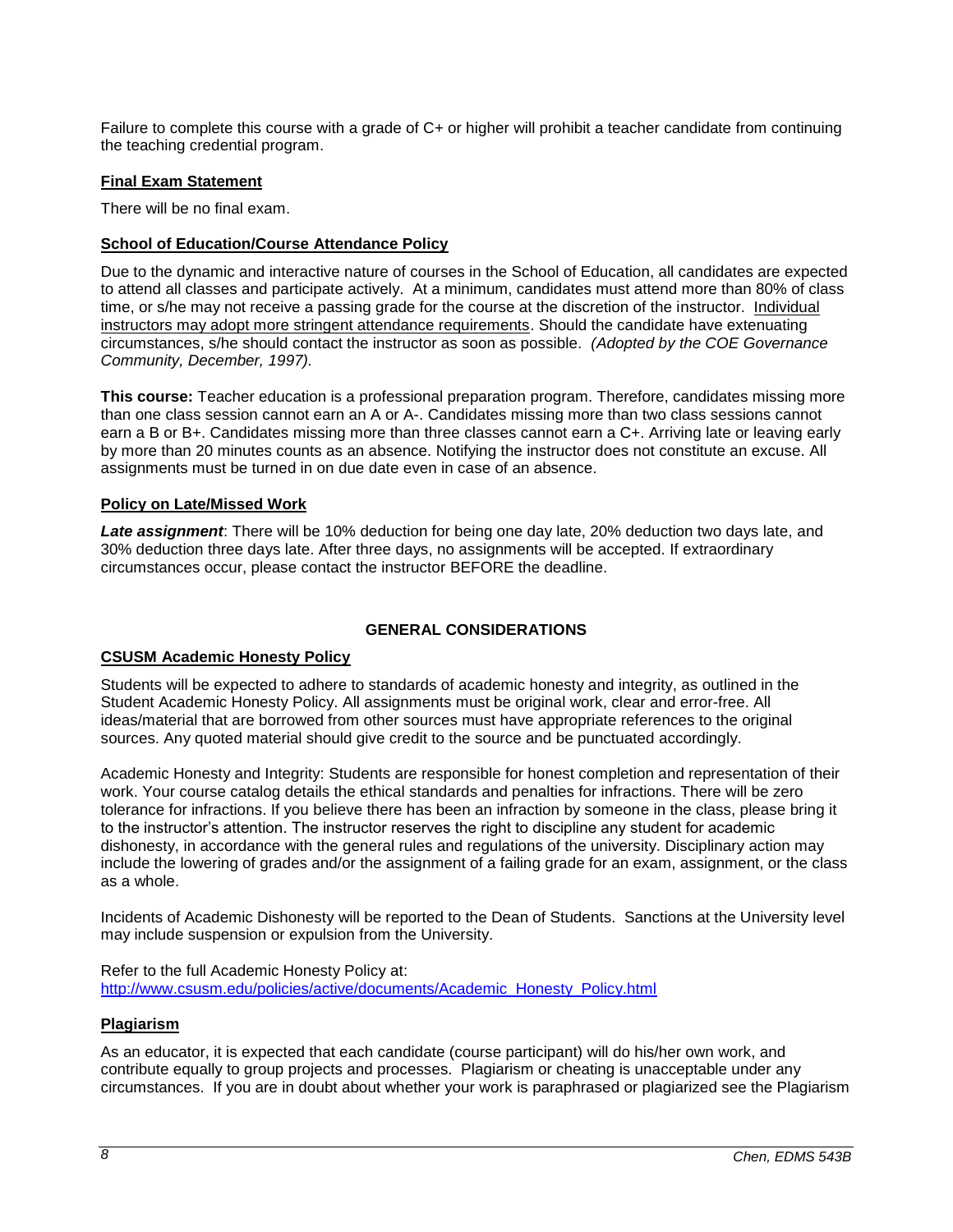Failure to complete this course with a grade of C+ or higher will prohibit a teacher candidate from continuing the teaching credential program.

## Final Exam Statement

There will be no final exam.

## School of Education/Course Attendance Policy

Due to the dynamic and interactive nature of courses in the School of Education, all candidates are expected to attend all classes and participate actively. At a minimum, candidates must attend more than 80% of class time, or s/he may not receive a passing grade for the course at the discretion of the instructor. Individual instructors may adopt more stringent attendance requirements. Should the candidate have extenuating circumstances, s/he should contact the instructor as soon as possible. *(Adopted by the COE Governance Community, December, 1997).*

**This course:** Teacher education is a professional preparation program. Therefore, candidates missing more than one class session cannot earn an A or A-. Candidates missing more than two class sessions cannot earn a B or B+. Candidates missing more than three classes cannot earn a C+. Arriving late or leaving early by more than 20 minutes counts as an absence. Notifying the instructor does not constitute an excuse. All assignments must be turned in on due date even in case of an absence.

## Policy on Late/Missed Work

***Late assignment***: There will be 10% deduction for being one day late, 20% deduction two days late, and 30% deduction three days late. After three days, no assignments will be accepted. If extraordinary circumstances occur, please contact the instructor BEFORE the deadline.

# GENERAL CONSIDERATIONS

## CSUSM Academic Honesty Policy

Students will be expected to adhere to standards of academic honesty and integrity, as outlined in the Student Academic Honesty Policy. All assignments must be original work, clear and error-free. All ideas/material that are borrowed from other sources must have appropriate references to the original sources. Any quoted material should give credit to the source and be punctuated accordingly.

Academic Honesty and Integrity: Students are responsible for honest completion and representation of their work. Your course catalog details the ethical standards and penalties for infractions. There will be zero tolerance for infractions. If you believe there has been an infraction by someone in the class, please bring it to the instructor's attention. The instructor reserves the right to discipline any student for academic dishonesty, in accordance with the general rules and regulations of the university. Disciplinary action may include the lowering of grades and/or the assignment of a failing grade for an exam, assignment, or the class as a whole.

Incidents of Academic Dishonesty will be reported to the Dean of Students. Sanctions at the University level may include suspension or expulsion from the University.

Refer to the full Academic Honesty Policy at:
http://www.csusm.edu/policies/active/documents/Academic_Honesty_Policy.html

## Plagiarism

As an educator, it is expected that each candidate (course participant) will do his/her own work, and contribute equally to group projects and processes. Plagiarism or cheating is unacceptable under any circumstances. If you are in doubt about whether your work is paraphrased or plagiarized see the Plagiarism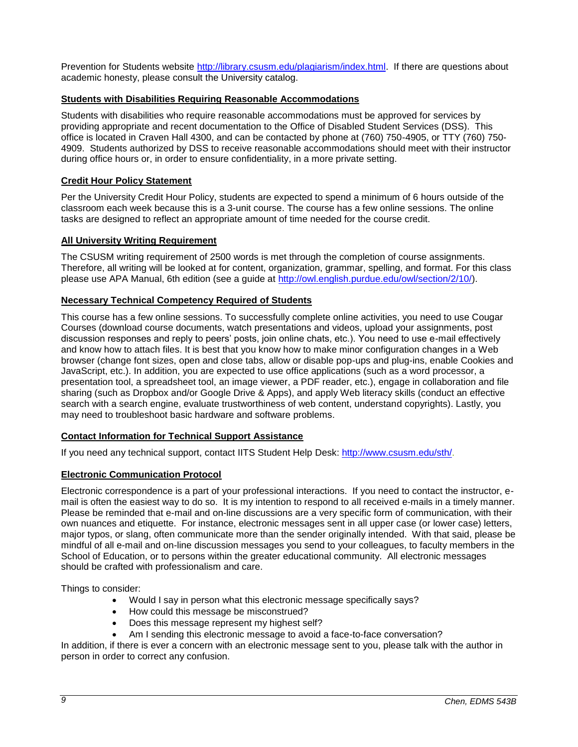Prevention for Students website http://library.csusm.edu/plagiarism/index.html. If there are questions about academic honesty, please consult the University catalog.

## Students with Disabilities Requiring Reasonable Accommodations

Students with disabilities who require reasonable accommodations must be approved for services by providing appropriate and recent documentation to the Office of Disabled Student Services (DSS). This office is located in Craven Hall 4300, and can be contacted by phone at (760) 750-4905, or TTY (760) 750-4909. Students authorized by DSS to receive reasonable accommodations should meet with their instructor during office hours or, in order to ensure confidentiality, in a more private setting.

## Credit Hour Policy Statement

Per the University Credit Hour Policy, students are expected to spend a minimum of 6 hours outside of the classroom each week because this is a 3-unit course. The course has a few online sessions. The online tasks are designed to reflect an appropriate amount of time needed for the course credit.

## All University Writing Requirement

The CSUSM writing requirement of 2500 words is met through the completion of course assignments. Therefore, all writing will be looked at for content, organization, grammar, spelling, and format. For this class please use APA Manual, 6th edition (see a guide at http://owl.english.purdue.edu/owl/section/2/10/).

## Necessary Technical Competency Required of Students

This course has a few online sessions. To successfully complete online activities, you need to use Cougar Courses (download course documents, watch presentations and videos, upload your assignments, post discussion responses and reply to peers' posts, join online chats, etc.). You need to use e-mail effectively and know how to attach files. It is best that you know how to make minor configuration changes in a Web browser (change font sizes, open and close tabs, allow or disable pop-ups and plug-ins, enable Cookies and JavaScript, etc.). In addition, you are expected to use office applications (such as a word processor, a presentation tool, a spreadsheet tool, an image viewer, a PDF reader, etc.), engage in collaboration and file sharing (such as Dropbox and/or Google Drive & Apps), and apply Web literacy skills (conduct an effective search with a search engine, evaluate trustworthiness of web content, understand copyrights). Lastly, you may need to troubleshoot basic hardware and software problems.

## Contact Information for Technical Support Assistance

If you need any technical support, contact IITS Student Help Desk: http://www.csusm.edu/sth/.

## Electronic Communication Protocol

Electronic correspondence is a part of your professional interactions. If you need to contact the instructor, e-mail is often the easiest way to do so. It is my intention to respond to all received e-mails in a timely manner. Please be reminded that e-mail and on-line discussions are a very specific form of communication, with their own nuances and etiquette. For instance, electronic messages sent in all upper case (or lower case) letters, major typos, or slang, often communicate more than the sender originally intended. With that said, please be mindful of all e-mail and on-line discussion messages you send to your colleagues, to faculty members in the School of Education, or to persons within the greater educational community. All electronic messages should be crafted with professionalism and care.

Things to consider:

- Would I say in person what this electronic message specifically says?
- How could this message be misconstrued?
- Does this message represent my highest self?
- Am I sending this electronic message to avoid a face-to-face conversation?

In addition, if there is ever a concern with an electronic message sent to you, please talk with the author in person in order to correct any confusion.